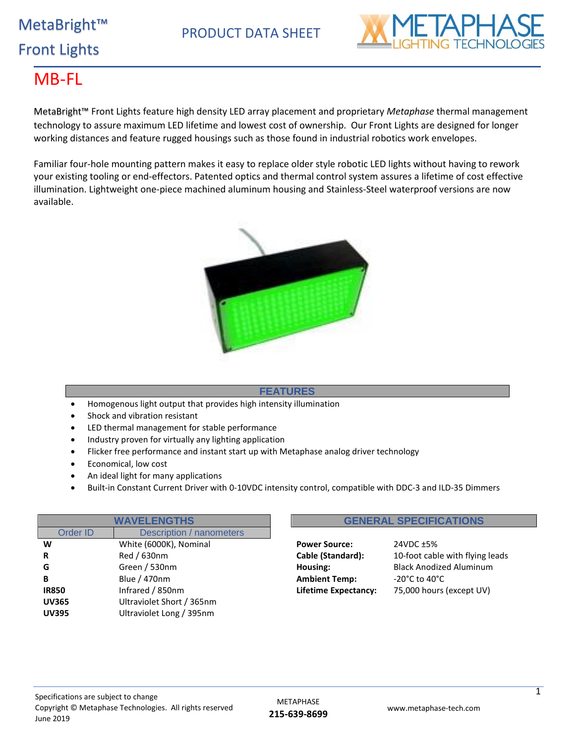MetaBright™ Front Lights

PRODUCT DATA SHEET

METAPHASE LIGHTING TECHNOLOGIES

# MB-FL

MetaBright™ Front Lights feature high density LED array placement and proprietary *Metaphase* thermal management technology to assure maximum LED lifetime and lowest cost of ownership. Our Front Lights are designed for longer working distances and feature rugged housings such as those found in industrial robotics work envelopes.

Familiar four-hole mounting pattern makes it easy to replace older style robotic LED lights without having to rework your existing tooling or end-effectors. Patented optics and thermal control system assures a lifetime of cost effective illumination. Lightweight one-piece machined aluminum housing and Stainless-Steel waterproof versions are now available.

## FEATURES

- Homogenous light output that provides high intensity illumination
- Shock and vibration resistant
- LED thermal management for stable performance
- Industry proven for virtually any lighting application
- Flicker free performance and instant start up with Metaphase analog driver technology
- Economical, low cost
- An ideal light for many applications
- Built-in Constant Current Driver with 0-10VDC intensity control, compatible with DDC-3 and ILD-35 Dimmers

## WAVELENGTHS

| Order ID | Description / nanometers |
|---|---|
| **W** | White (6000K), Nominal |
| **R** | Red / 630nm |
| **G** | Green / 530nm |
| **B** | Blue / 470nm |
| **IR850** | Infrared / 850nm |
| **UV365** | Ultraviolet Short / 365nm |
| **UV395** | Ultraviolet Long / 395nm |

## GENERAL SPECIFICATIONS

| | |
|---|---|
| **Power Source:** | 24VDC ±5% |
| **Cable (Standard):** | 10-foot cable with flying leads |
| **Housing:** | Black Anodized Aluminum |
| **Ambient Temp:** | -20°C to 40°C |
| **Lifetime Expectancy:** | 75,000 hours (except UV) |

Specifications are subject to change
Copyright © Metaphase Technologies. All rights reserved
June 2019

METAPHASE
**215-639-8699**

www.metaphase-tech.com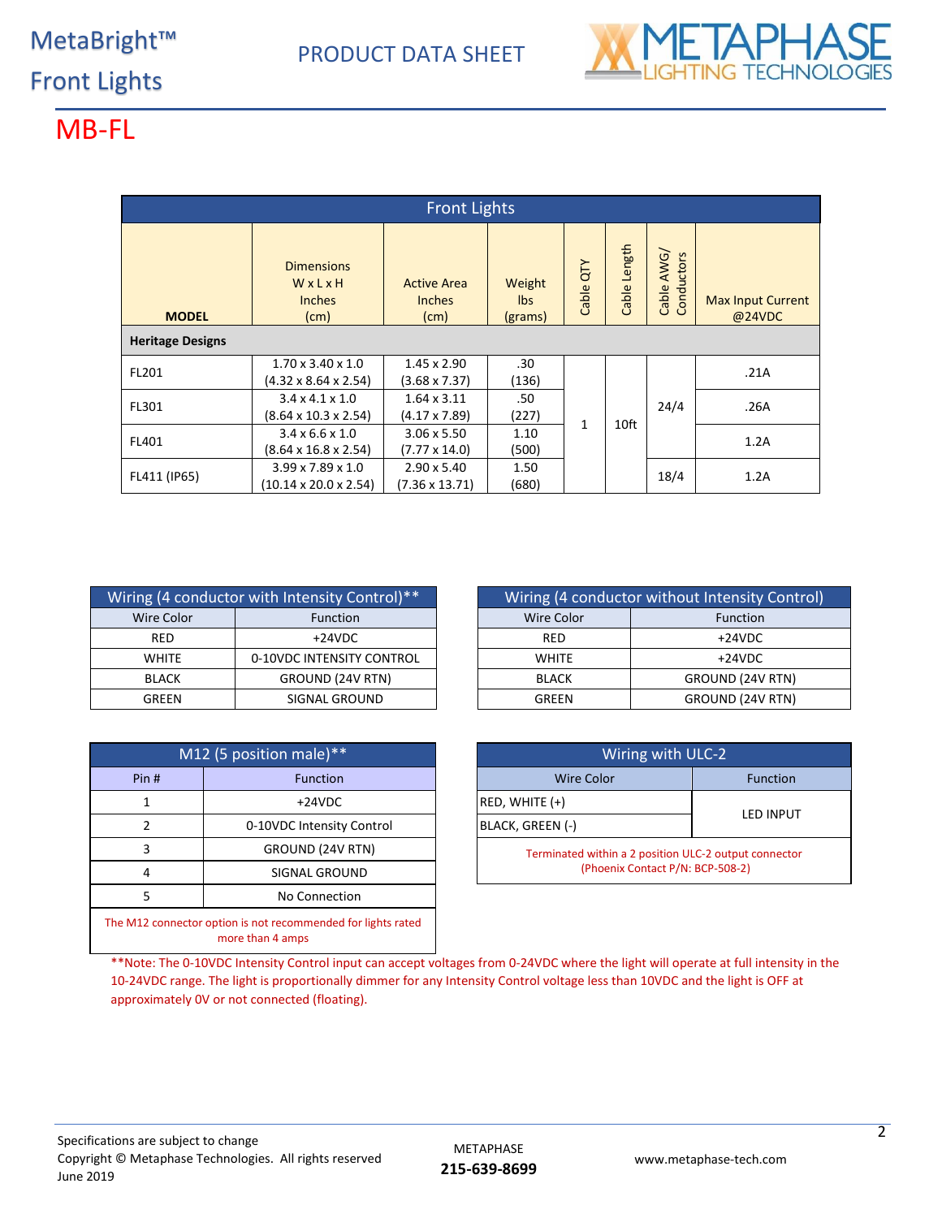# MetaBright™ Front Lights

PRODUCT DATA SHEET

METAPHASE LIGHTING TECHNOLOGIES

## MB-FL

| Front Lights | | | | | | | |
|---|---|---|---|---|---|---|---|
| **MODEL** | Dimensions W x L x H Inches (cm) | Active Area Inches (cm) | Weight lbs (grams) | Cable QTY | Cable Length | Cable AWG/ Conductors | Max Input Current @24VDC |
| **Heritage Designs** | | | | | | | |
| FL201 | 1.70 x 3.40 x 1.0 (4.32 x 8.64 x 2.54) | 1.45 x 2.90 (3.68 x 7.37) | .30 (136) | 1 | 10ft | 24/4 | .21A |
| FL301 | 3.4 x 4.1 x 1.0 (8.64 x 10.3 x 2.54) | 1.64 x 3.11 (4.17 x 7.89) | .50 (227) | 1 | 10ft | 24/4 | .26A |
| FL401 | 3.4 x 6.6 x 1.0 (8.64 x 16.8 x 2.54) | 3.06 x 5.50 (7.77 x 14.0) | 1.10 (500) | 1 | 10ft | 24/4 | 1.2A |
| FL411 (IP65) | 3.99 x 7.89 x 1.0 (10.14 x 20.0 x 2.54) | 2.90 x 5.40 (7.36 x 13.71) | 1.50 (680) | 1 | 10ft | 18/4 | 1.2A |

| Wiring (4 conductor with Intensity Control)** | |
|---|---|
| Wire Color | Function |
| RED | +24VDC |
| WHITE | 0-10VDC INTENSITY CONTROL |
| BLACK | GROUND (24V RTN) |
| GREEN | SIGNAL GROUND |

| Wiring (4 conductor without Intensity Control) | |
|---|---|
| Wire Color | Function |
| RED | +24VDC |
| WHITE | +24VDC |
| BLACK | GROUND (24V RTN) |
| GREEN | GROUND (24V RTN) |

| M12 (5 position male)** | |
|---|---|
| Pin # | Function |
| 1 | +24VDC |
| 2 | 0-10VDC Intensity Control |
| 3 | GROUND (24V RTN) |
| 4 | SIGNAL GROUND |
| 5 | No Connection |

The M12 connector option is not recommended for lights rated more than 4 amps

| Wiring with ULC-2 | |
|---|---|
| Wire Color | Function |
| RED, WHITE (+) | LED INPUT |
| BLACK, GREEN (-) | LED INPUT |

Terminated within a 2 position ULC-2 output connector (Phoenix Contact P/N: BCP-508-2)

**Note: The 0-10VDC Intensity Control input can accept voltages from 0-24VDC where the light will operate at full intensity in the 10-24VDC range. The light is proportionally dimmer for any Intensity Control voltage less than 10VDC and the light is OFF at approximately 0V or not connected (floating).

Specifications are subject to change
Copyright © Metaphase Technologies. All rights reserved
June 2019

METAPHASE
**215-639-8699**

www.metaphase-tech.com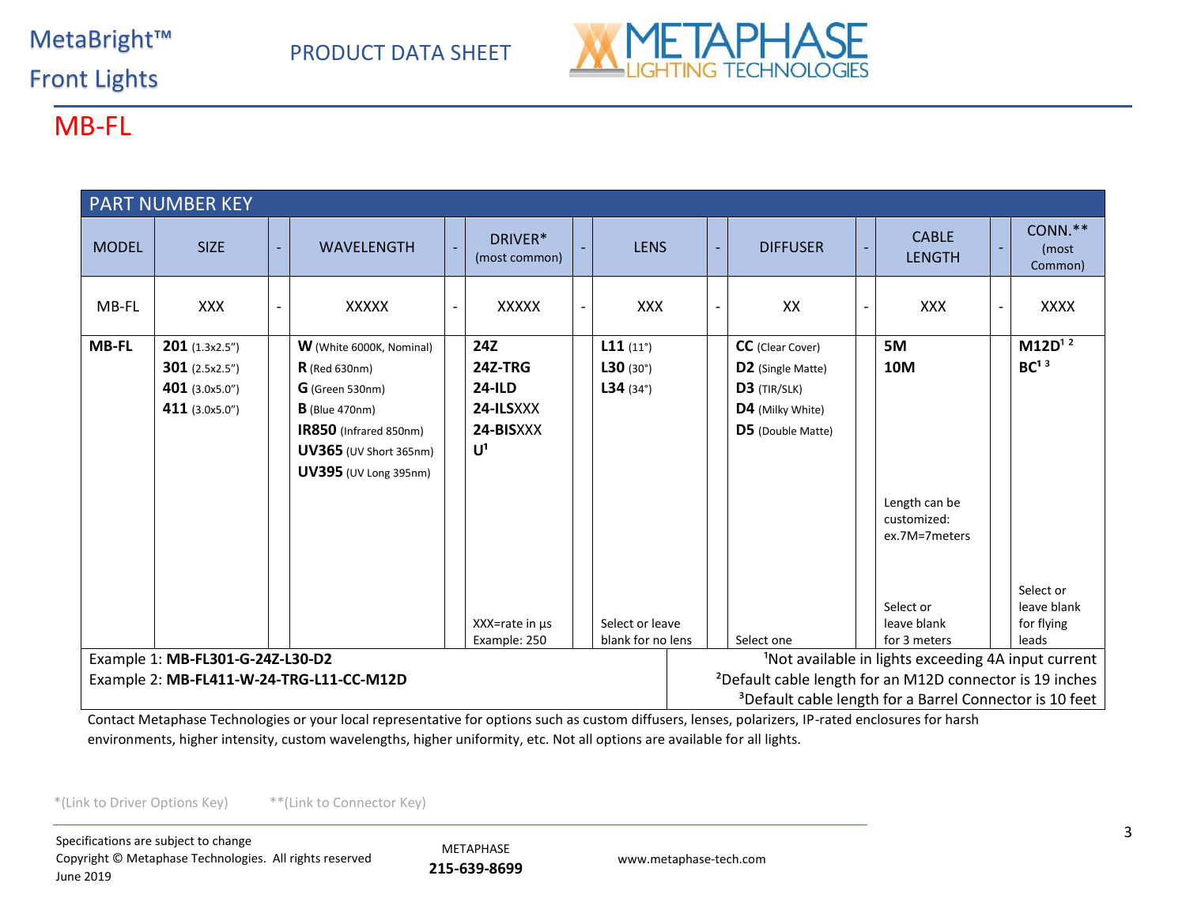MetaBright™

Front Lights

PRODUCT DATA SHEET

# MB-FL

| PART NUMBER KEY | | | | | | | | | | | | | | |
|---|---|---|---|---|---|---|---|---|---|---|---|---|---|---|
| MODEL | SIZE | - | WAVELENGTH | - | DRIVER* (most common) | - | LENS | - | DIFFUSER | - | CABLE LENGTH | - | CONN.** (most Common) |
| MB-FL | XXX | - | XXXXX | - | XXXXX | - | XXX | - | XX | - | XXX | - | XXXX |
| **MB-FL** | **201** (1.3x2.5") **301** (2.5x2.5") **401** (3.0x5.0") **411** (3.0x5.0") | | **W** (White 6000K, Nominal) **R** (Red 630nm) **G** (Green 530nm) **B** (Blue 470nm) **IR850** (Infrared 850nm) **UV365** (UV Short 365nm) **UV395** (UV Long 395nm) | | **24Z** **24Z-TRG** **24-ILD** **24-ILS**XXX **24-BIS**XXX **U**[1] XXX=rate in µs Example: 250 | | **L11** (11°) **L30** (30°) **L34** (34°) Select or leave blank for no lens | | **CC** (Clear Cover) **D2** (Single Matte) **D3** (TIR/SLK) **D4** (Milky White) **D5** (Double Matte) Select one | | **5M** **10M** Length can be customized: ex.7M=7meters Select or leave blank for 3 meters | | **M12D**[1 2] **BC**[1 3] Select or leave blank for flying leads |

Example 1: **MB-FL301-G-24Z-L30-D2**

Example 2: **MB-FL411-W-24-TRG-L11-CC-M12D**

[1]Not available in lights exceeding 4A input current

[2]Default cable length for an M12D connector is 19 inches

[3]Default cable length for a Barrel Connector is 10 feet

Contact Metaphase Technologies or your local representative for options such as custom diffusers, lenses, polarizers, IP-rated enclosures for harsh environments, higher intensity, custom wavelengths, higher uniformity, etc. Not all options are available for all lights.

*(Link to Driver Options Key) **(Link to Connector Key)

Specifications are subject to change
Copyright © Metaphase Technologies. All rights reserved
June 2019

METAPHASE
**215-639-8699**

www.metaphase-tech.com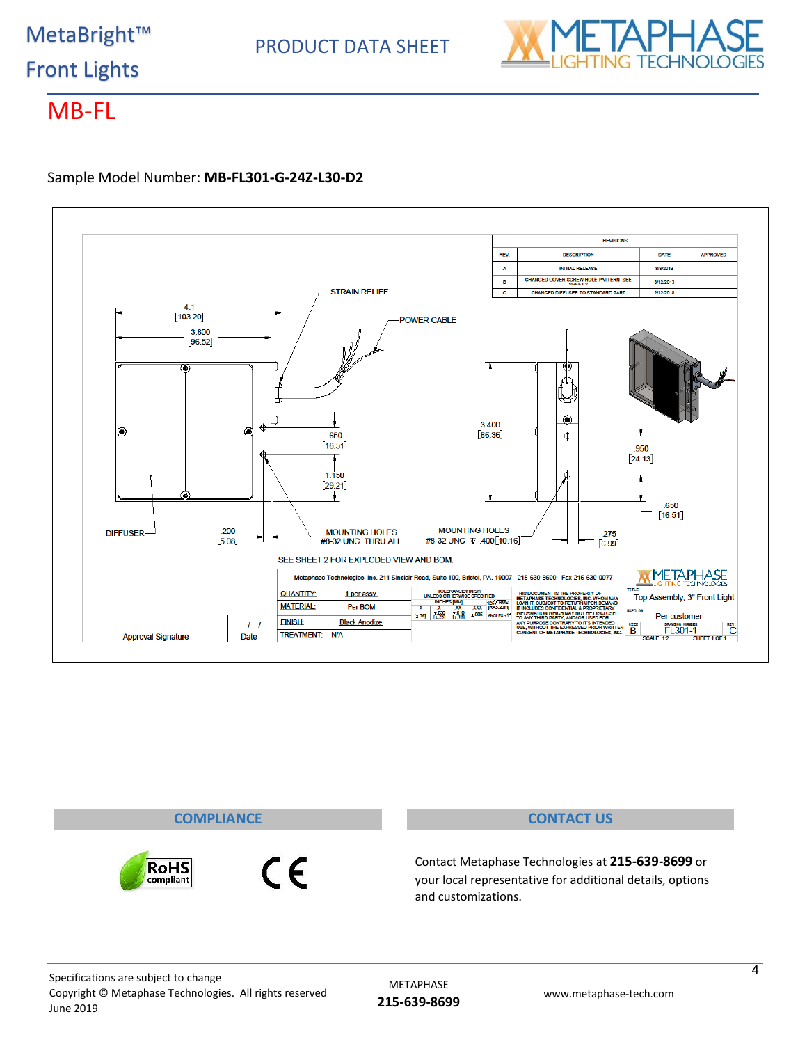MetaBright™
Front Lights

PRODUCT DATA SHEET

# MB-FL

Sample Model Number: **MB-FL301-G-24Z-L30-D2**

REVISIONS

| REV. | DESCRIPTION | DATE | APPROVED |
|---|---|---|---|
| A | INITIAL RELEASE | 8/8/2013 | |
| B | CHANGED COVER SCREW HOLE PATTERN- SEE SHEET 2 | 8/12/2013 | |
| C | CHANGED DIFFUSER TO STANDARD PART | 2/12/2018 | |

STRAIN RELIEF

POWER CABLE

4.1
[103.20]

3.800
[96.52]

.650
[16.51]

1.150
[29.21]

3.400
[86.36]

.950
[24.13]

.650
[16.51]

DIFFUSER

.200
[5.08]

MOUNTING HOLES
#8-32 UNC THRU ALL

MOUNTING HOLES
#8-32 UNC ⊽ .400[10.16]

.275
[6.99]

SEE SHEET 2 FOR EXPLODED VIEW AND BOM

Metaphase Technologies, Inc. 211 Sinclair Road, Suite 100, Bristol, PA. 19007 215-639-8699 Fax 215-639-0077

QUANTITY: 1 per assy.
MATERIAL: Per BOM
FINISH: Black Anodize
TREATMENT: N/A

TOLERANCE/FINISH UNLESS OTHERWISE SPECIFIED INCHES [MM]

THIS DOCUMENT IS THE PROPERTY OF METAPHASE TECHNOLOGIES, INC. WHOM MAY LOAN IT, SUBJECT TO RETURN UPON DEMAND. IT INCLUDES CONFIDENTIAL & PROPRIETARY INFORMATION WHICH MAY NOT BE DISCLOSED TO ANY THIRD PARTY, AND/OR USED FOR ANY PURPOSE CONTRARY TO ITS INTENDED USE, WITHOUT THE EXPRESSED PRIOR WRITTEN CONSENT OF METAPHASE TECHNOLOGIES, INC.

TITLE: Top Assembly; 3" Front Light
USED ON: Per customer
SIZE: B DRAWING NUMBER: FL301-1 REV: C
SCALE 1:2 SHEET 1 OF 1

Approval Signature    / / Date

## COMPLIANCE

RoHS compliant

CE

## CONTACT US

Contact Metaphase Technologies at **215-639-8699** or your local representative for additional details, options and customizations.